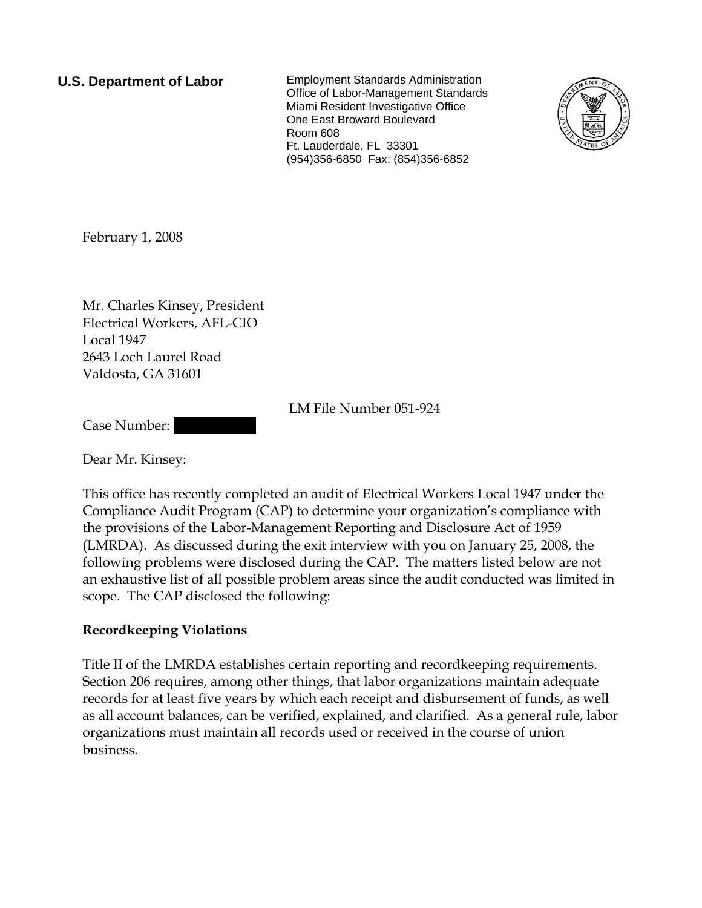**U.S. Department of Labor**

Employment Standards Administration
Office of Labor-Management Standards
Miami Resident Investigative Office
One East Broward Boulevard
Room 608
Ft. Lauderdale, FL 33301
(954)356-6850 Fax: (854)356-6852

February 1, 2008

Mr. Charles Kinsey, President
Electrical Workers, AFL-CIO
Local 1947
2643 Loch Laurel Road
Valdosta, GA 31601

LM File Number 051-924

Case Number: 

Dear Mr. Kinsey:

This office has recently completed an audit of Electrical Workers Local 1947 under the Compliance Audit Program (CAP) to determine your organization's compliance with the provisions of the Labor-Management Reporting and Disclosure Act of 1959 (LMRDA). As discussed during the exit interview with you on January 25, 2008, the following problems were disclosed during the CAP. The matters listed below are not an exhaustive list of all possible problem areas since the audit conducted was limited in scope. The CAP disclosed the following:

**Recordkeeping Violations**

Title II of the LMRDA establishes certain reporting and recordkeeping requirements. Section 206 requires, among other things, that labor organizations maintain adequate records for at least five years by which each receipt and disbursement of funds, as well as all account balances, can be verified, explained, and clarified. As a general rule, labor organizations must maintain all records used or received in the course of union business.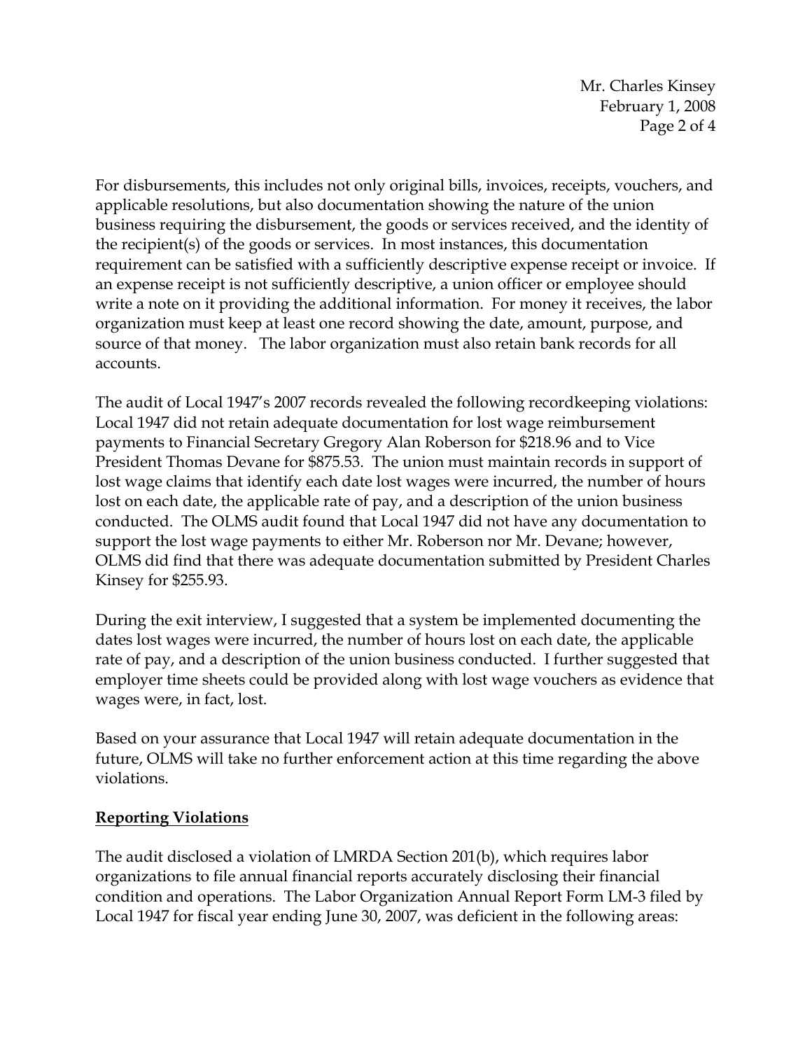For disbursements, this includes not only original bills, invoices, receipts, vouchers, and applicable resolutions, but also documentation showing the nature of the union business requiring the disbursement, the goods or services received, and the identity of the recipient(s) of the goods or services. In most instances, this documentation requirement can be satisfied with a sufficiently descriptive expense receipt or invoice. If an expense receipt is not sufficiently descriptive, a union officer or employee should write a note on it providing the additional information. For money it receives, the labor organization must keep at least one record showing the date, amount, purpose, and source of that money. The labor organization must also retain bank records for all accounts.

The audit of Local 1947's 2007 records revealed the following recordkeeping violations: Local 1947 did not retain adequate documentation for lost wage reimbursement payments to Financial Secretary Gregory Alan Roberson for $218.96 and to Vice President Thomas Devane for $875.53. The union must maintain records in support of lost wage claims that identify each date lost wages were incurred, the number of hours lost on each date, the applicable rate of pay, and a description of the union business conducted. The OLMS audit found that Local 1947 did not have any documentation to support the lost wage payments to either Mr. Roberson nor Mr. Devane; however, OLMS did find that there was adequate documentation submitted by President Charles Kinsey for $255.93.

During the exit interview, I suggested that a system be implemented documenting the dates lost wages were incurred, the number of hours lost on each date, the applicable rate of pay, and a description of the union business conducted. I further suggested that employer time sheets could be provided along with lost wage vouchers as evidence that wages were, in fact, lost.

Based on your assurance that Local 1947 will retain adequate documentation in the future, OLMS will take no further enforcement action at this time regarding the above violations.

**Reporting Violations**

The audit disclosed a violation of LMRDA Section 201(b), which requires labor organizations to file annual financial reports accurately disclosing their financial condition and operations. The Labor Organization Annual Report Form LM-3 filed by Local 1947 for fiscal year ending June 30, 2007, was deficient in the following areas: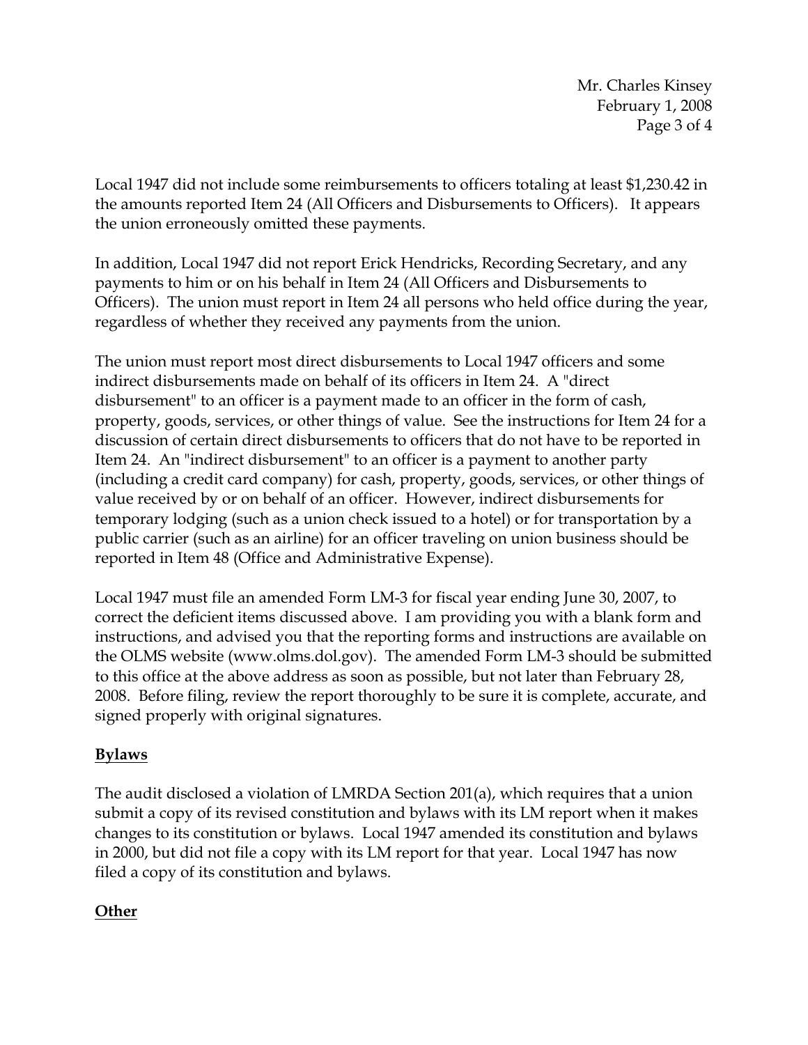Local 1947 did not include some reimbursements to officers totaling at least $1,230.42 in the amounts reported Item 24 (All Officers and Disbursements to Officers). It appears the union erroneously omitted these payments.

In addition, Local 1947 did not report Erick Hendricks, Recording Secretary, and any payments to him or on his behalf in Item 24 (All Officers and Disbursements to Officers). The union must report in Item 24 all persons who held office during the year, regardless of whether they received any payments from the union.

The union must report most direct disbursements to Local 1947 officers and some indirect disbursements made on behalf of its officers in Item 24. A "direct disbursement" to an officer is a payment made to an officer in the form of cash, property, goods, services, or other things of value. See the instructions for Item 24 for a discussion of certain direct disbursements to officers that do not have to be reported in Item 24. An "indirect disbursement" to an officer is a payment to another party (including a credit card company) for cash, property, goods, services, or other things of value received by or on behalf of an officer. However, indirect disbursements for temporary lodging (such as a union check issued to a hotel) or for transportation by a public carrier (such as an airline) for an officer traveling on union business should be reported in Item 48 (Office and Administrative Expense).

Local 1947 must file an amended Form LM-3 for fiscal year ending June 30, 2007, to correct the deficient items discussed above. I am providing you with a blank form and instructions, and advised you that the reporting forms and instructions are available on the OLMS website (www.olms.dol.gov). The amended Form LM-3 should be submitted to this office at the above address as soon as possible, but not later than February 28, 2008. Before filing, review the report thoroughly to be sure it is complete, accurate, and signed properly with original signatures.

**Bylaws**

The audit disclosed a violation of LMRDA Section 201(a), which requires that a union submit a copy of its revised constitution and bylaws with its LM report when it makes changes to its constitution or bylaws. Local 1947 amended its constitution and bylaws in 2000, but did not file a copy with its LM report for that year. Local 1947 has now filed a copy of its constitution and bylaws.

**Other**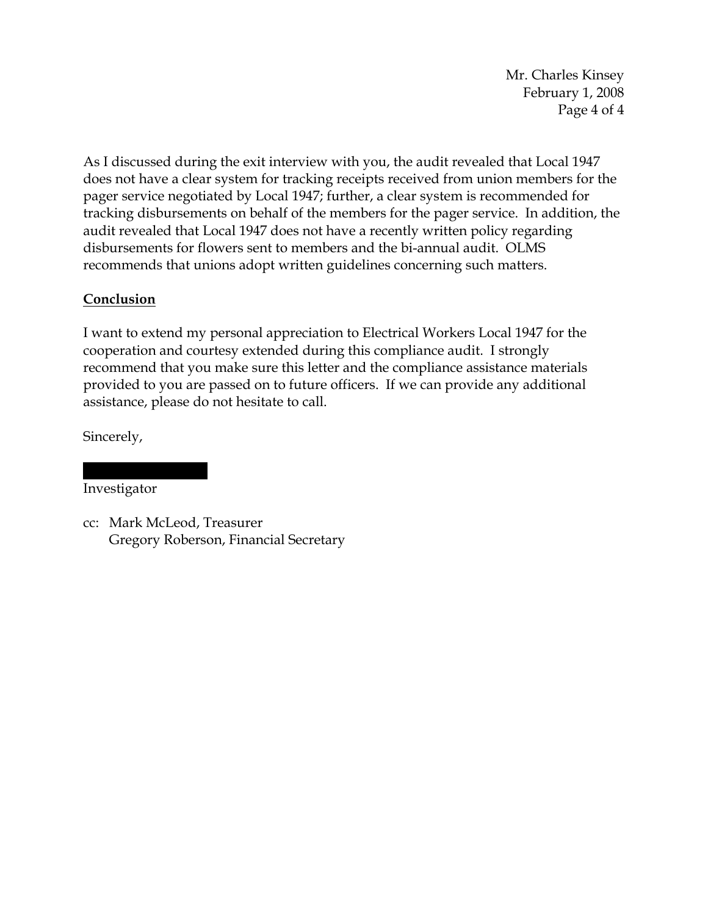As I discussed during the exit interview with you, the audit revealed that Local 1947 does not have a clear system for tracking receipts received from union members for the pager service negotiated by Local 1947; further, a clear system is recommended for tracking disbursements on behalf of the members for the pager service. In addition, the audit revealed that Local 1947 does not have a recently written policy regarding disbursements for flowers sent to members and the bi-annual audit. OLMS recommends that unions adopt written guidelines concerning such matters.

**Conclusion**

I want to extend my personal appreciation to Electrical Workers Local 1947 for the cooperation and courtesy extended during this compliance audit. I strongly recommend that you make sure this letter and the compliance assistance materials provided to you are passed on to future officers. If we can provide any additional assistance, please do not hesitate to call.

Sincerely,

Investigator

cc: Mark McLeod, Treasurer
Gregory Roberson, Financial Secretary